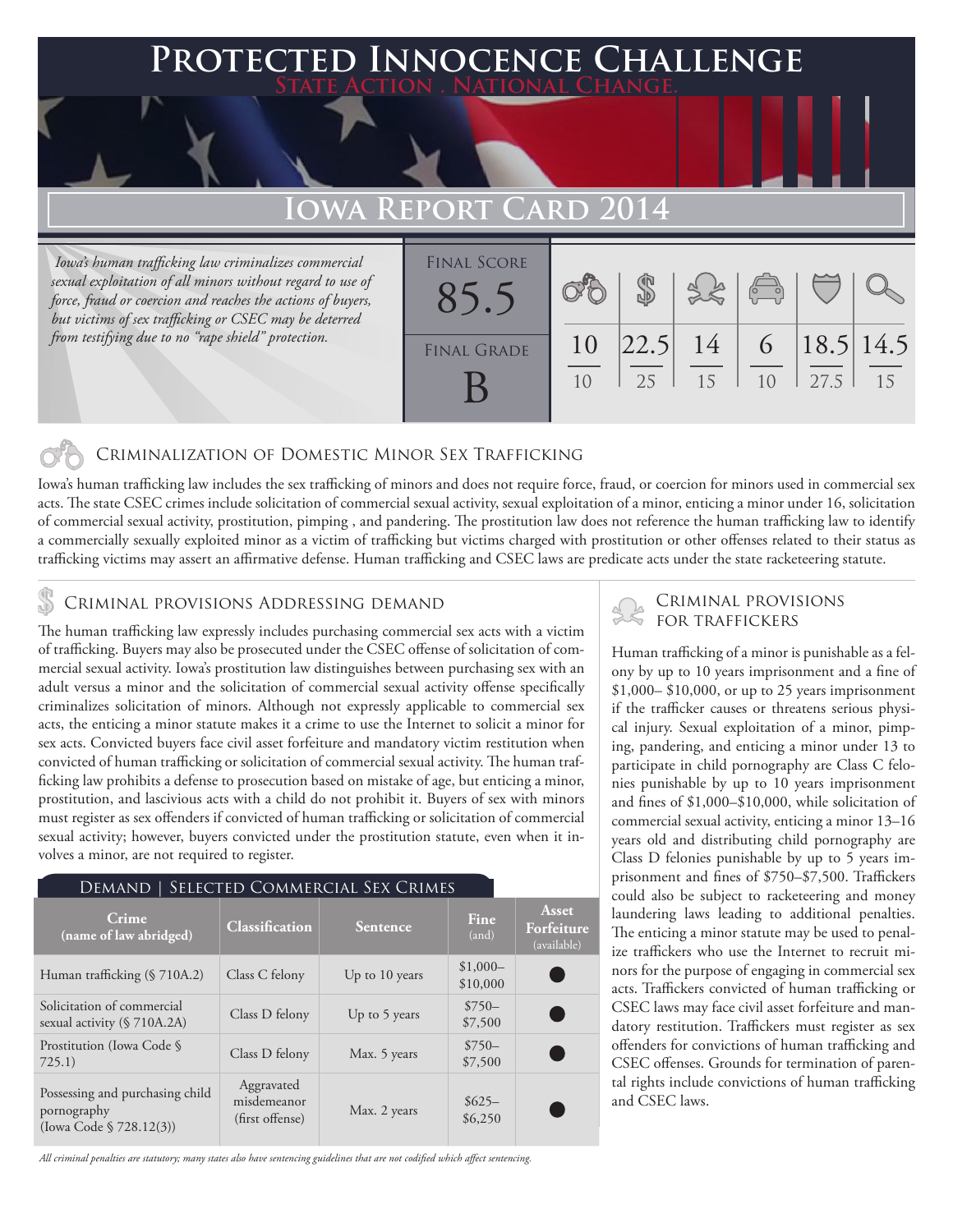# Protected Innocence Challenge

State Action . National Change.

## Iowa Report Card 2014

*Iowa's human trafficking law criminalizes commercial sexual exploitation of all minors without regard to use of force, fraud or coercion and reaches the actions of buyers, but victims of sex trafficking or CSEC may be deterred from testifying due to no "rape shield" protection.*

| Final Score | Criminalization of Domestic Minor Sex Trafficking | Criminal Provisions Addressing Demand | Criminal Provisions for Traffickers | Criminal Provisions for Facilitators | Protective Provisions for the Child Victims | Criminal Justice Tools for Investigation and Prosecution |
|---|---|---|---|---|---|---|
| 85.5 | 10/10 | 22.5/25 | 14/15 | 6/10 | 18.5/27.5 | 14.5/15 |

**Final Grade: B**

### Criminalization of Domestic Minor Sex Trafficking

Iowa's human trafficking law includes the sex trafficking of minors and does not require force, fraud, or coercion for minors used in commercial sex acts. The state CSEC crimes include solicitation of commercial sexual activity, sexual exploitation of a minor, enticing a minor under 16, solicitation of commercial sexual activity, prostitution, pimping , and pandering. The prostitution law does not reference the human trafficking law to identify a commercially sexually exploited minor as a victim of trafficking but victims charged with prostitution or other offenses related to their status as trafficking victims may assert an affirmative defense. Human trafficking and CSEC laws are predicate acts under the state racketeering statute.

### Criminal provisions Addressing demand

The human trafficking law expressly includes purchasing commercial sex acts with a victim of trafficking. Buyers may also be prosecuted under the CSEC offense of solicitation of commercial sexual activity. Iowa's prostitution law distinguishes between purchasing sex with an adult versus a minor and the solicitation of commercial sexual activity offense specifically criminalizes solicitation of minors. Although not expressly applicable to commercial sex acts, the enticing a minor statute makes it a crime to use the Internet to solicit a minor for sex acts. Convicted buyers face civil asset forfeiture and mandatory victim restitution when convicted of human trafficking or solicitation of commercial sexual activity. The human trafficking law prohibits a defense to prosecution based on mistake of age, but enticing a minor, prostitution, and lascivious acts with a child do not prohibit it. Buyers of sex with minors must register as sex offenders if convicted of human trafficking or solicitation of commercial sexual activity; however, buyers convicted under the prostitution statute, even when it involves a minor, are not required to register.

**Demand | Selected Commercial Sex Crimes**

| Crime (name of law abridged) | Classification | Sentence | Fine (and) | Asset Forfeiture (available) |
|---|---|---|---|---|
| Human trafficking (§ 710A.2) | Class C felony | Up to 10 years | $1,000–$10,000 | ● |
| Solicitation of commercial sexual activity (§ 710A.2A) | Class D felony | Up to 5 years | $750–$7,500 | ● |
| Prostitution (Iowa Code § 725.1) | Class D felony | Max. 5 years | $750–$7,500 | ● |
| Possessing and purchasing child pornography (Iowa Code § 728.12(3)) | Aggravated misdemeanor (first offense) | Max. 2 years | $625–$6,250 | ● |

*All criminal penalties are statutory; many states also have sentencing guidelines that are not codified which affect sentencing.*

### Criminal provisions for traffickers

Human trafficking of a minor is punishable as a felony by up to 10 years imprisonment and a fine of $1,000– $10,000, or up to 25 years imprisonment if the trafficker causes or threatens serious physical injury. Sexual exploitation of a minor, pimping, pandering, and enticing a minor under 13 to participate in child pornography are Class C felonies punishable by up to 10 years imprisonment and fines of $1,000–$10,000, while solicitation of commercial sexual activity, enticing a minor 13–16 years old and distributing child pornography are Class D felonies punishable by up to 5 years imprisonment and fines of $750–$7,500. Traffickers could also be subject to racketeering and money laundering laws leading to additional penalties. The enticing a minor statute may be used to penalize traffickers who use the Internet to recruit minors for the purpose of engaging in commercial sex acts. Traffickers convicted of human trafficking or CSEC laws may face civil asset forfeiture and mandatory restitution. Traffickers must register as sex offenders for convictions of human trafficking and CSEC offenses. Grounds for termination of parental rights include convictions of human trafficking and CSEC laws.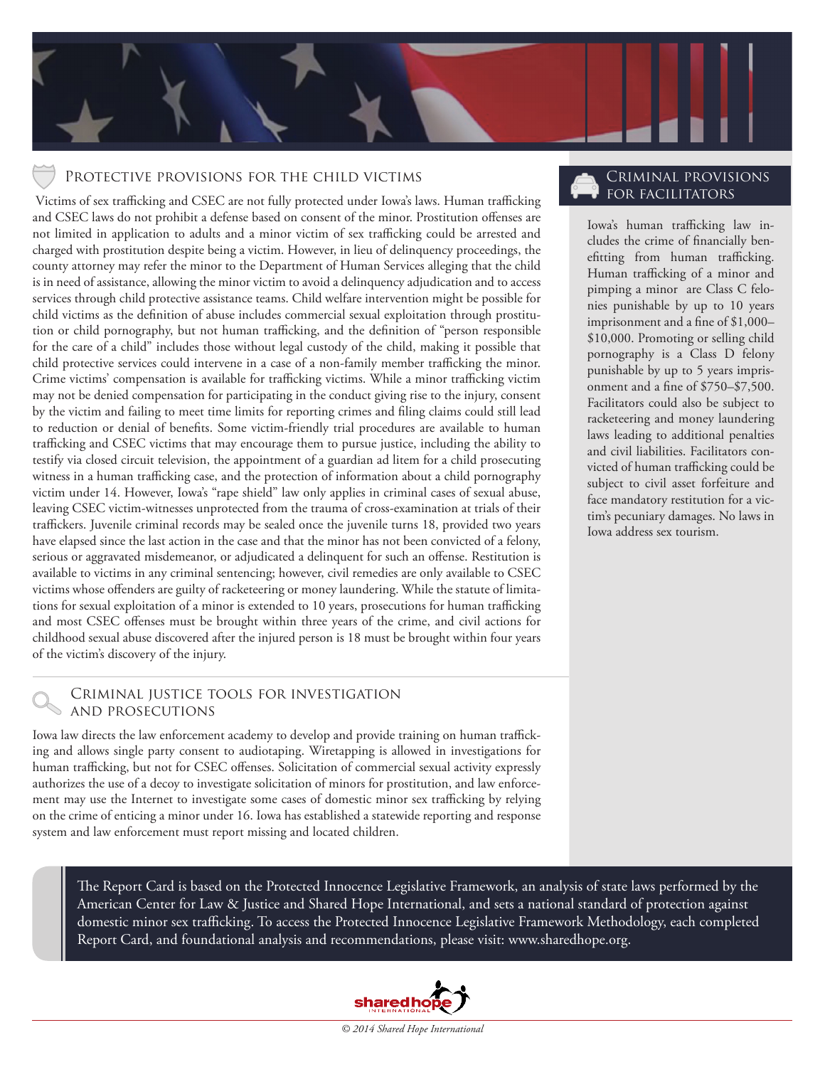## Protective provisions for the child victims

Victims of sex trafficking and CSEC are not fully protected under Iowa's laws. Human trafficking and CSEC laws do not prohibit a defense based on consent of the minor. Prostitution offenses are not limited in application to adults and a minor victim of sex trafficking could be arrested and charged with prostitution despite being a victim. However, in lieu of delinquency proceedings, the county attorney may refer the minor to the Department of Human Services alleging that the child is in need of assistance, allowing the minor victim to avoid a delinquency adjudication and to access services through child protective assistance teams. Child welfare intervention might be possible for child victims as the definition of abuse includes commercial sexual exploitation through prostitution or child pornography, but not human trafficking, and the definition of "person responsible for the care of a child" includes those without legal custody of the child, making it possible that child protective services could intervene in a case of a non-family member trafficking the minor. Crime victims' compensation is available for trafficking victims. While a minor trafficking victim may not be denied compensation for participating in the conduct giving rise to the injury, consent by the victim and failing to meet time limits for reporting crimes and filing claims could still lead to reduction or denial of benefits. Some victim-friendly trial procedures are available to human trafficking and CSEC victims that may encourage them to pursue justice, including the ability to testify via closed circuit television, the appointment of a guardian ad litem for a child prosecuting witness in a human trafficking case, and the protection of information about a child pornography victim under 14. However, Iowa's "rape shield" law only applies in criminal cases of sexual abuse, leaving CSEC victim-witnesses unprotected from the trauma of cross-examination at trials of their traffickers. Juvenile criminal records may be sealed once the juvenile turns 18, provided two years have elapsed since the last action in the case and that the minor has not been convicted of a felony, serious or aggravated misdemeanor, or adjudicated a delinquent for such an offense. Restitution is available to victims in any criminal sentencing; however, civil remedies are only available to CSEC victims whose offenders are guilty of racketeering or money laundering. While the statute of limitations for sexual exploitation of a minor is extended to 10 years, prosecutions for human trafficking and most CSEC offenses must be brought within three years of the crime, and civil actions for childhood sexual abuse discovered after the injured person is 18 must be brought within four years of the victim's discovery of the injury.

## Criminal justice tools for investigation and prosecutions

Iowa law directs the law enforcement academy to develop and provide training on human trafficking and allows single party consent to audiotaping. Wiretapping is allowed in investigations for human trafficking, but not for CSEC offenses. Solicitation of commercial sexual activity expressly authorizes the use of a decoy to investigate solicitation of minors for prostitution, and law enforcement may use the Internet to investigate some cases of domestic minor sex trafficking by relying on the crime of enticing a minor under 16. Iowa has established a statewide reporting and response system and law enforcement must report missing and located children.

## Criminal provisions for facilitators

Iowa's human trafficking law includes the crime of financially benefitting from human trafficking. Human trafficking of a minor and pimping a minor are Class C felonies punishable by up to 10 years imprisonment and a fine of $1,000–$10,000. Promoting or selling child pornography is a Class D felony punishable by up to 5 years imprisonment and a fine of $750–$7,500. Facilitators could also be subject to racketeering and money laundering laws leading to additional penalties and civil liabilities. Facilitators convicted of human trafficking could be subject to civil asset forfeiture and face mandatory restitution for a victim's pecuniary damages. No laws in Iowa address sex tourism.

The Report Card is based on the Protected Innocence Legislative Framework, an analysis of state laws performed by the American Center for Law & Justice and Shared Hope International, and sets a national standard of protection against domestic minor sex trafficking. To access the Protected Innocence Legislative Framework Methodology, each completed Report Card, and foundational analysis and recommendations, please visit: www.sharedhope.org.

*© 2014 Shared Hope International*